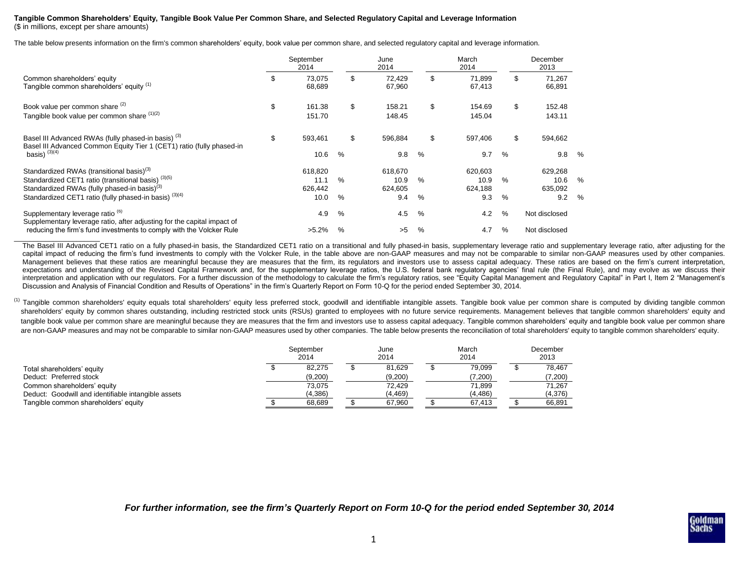**Tangible Common Shareholders' Equity, Tangible Book Value Per Common Share, and Selected Regulatory Capital and Leverage Information**
($ in millions, except per share amounts)

The table below presents information on the firm's common shareholders' equity, book value per common share, and selected regulatory capital and leverage information.

| | September 2014 | June 2014 | March 2014 | December 2013 |
|---|---|---|---|---|
| Common shareholders' equity | $ 73,075 | $ 72,429 | $ 71,899 | $ 71,267 |
| Tangible common shareholders' equity [(1)] | 68,689 | 67,960 | 67,413 | 66,891 |
| Book value per common share [(2)] | $ 161.38 | $ 158.21 | $ 154.69 | $ 152.48 |
| Tangible book value per common share [(1)(2)] | 151.70 | 148.45 | 145.04 | 143.11 |
| Basel III Advanced RWAs (fully phased-in basis) [(3)] | $ 593,461 | $ 596,884 | $ 597,406 | $ 594,662 |
| Basel III Advanced Common Equity Tier 1 (CET1) ratio (fully phased-in basis) [(3)(4)] | 10.6 % | 9.8 % | 9.7 % | 9.8 % |
| Standardized RWAs (transitional basis)[(3)] | 618,820 | 618,670 | 620,603 | 629,268 |
| Standardized CET1 ratio (transitional basis) [(3)(5)] | 11.1 % | 10.9 % | 10.9 % | 10.6 % |
| Standardized RWAs (fully phased-in basis)[(3)] | 626,442 | 624,605 | 624,188 | 635,092 |
| Standardized CET1 ratio (fully phased-in basis) [(3)(4)] | 10.0 % | 9.4 % | 9.3 % | 9.2 % |
| Supplementary leverage ratio [(6)] | 4.9 % | 4.5 % | 4.2 % | Not disclosed |
| Supplementary leverage ratio, after adjusting for the capital impact of reducing the firm's fund investments to comply with the Volcker Rule | >5.2% % | >5 % | 4.7 % | Not disclosed |

The Basel III Advanced CET1 ratio on a fully phased-in basis, the Standardized CET1 ratio on a transitional and fully phased-in basis, supplementary leverage ratio and supplementary leverage ratio, after adjusting for the capital impact of reducing the firm's fund investments to comply with the Volcker Rule, in the table above are non-GAAP measures and may not be comparable to similar non-GAAP measures used by other companies. Management believes that these ratios are meaningful because they are measures that the firm, its regulators and investors use to assess capital adequacy. These ratios are based on the firm's current interpretation, expectations and understanding of the Revised Capital Framework and, for the supplementary leverage ratios, the U.S. federal bank regulatory agencies' final rule (the Final Rule), and may evolve as we discuss their interpretation and application with our regulators. For a further discussion of the methodology to calculate the firm's regulatory ratios, see "Equity Capital Management and Regulatory Capital" in Part I, Item 2 "Management's Discussion and Analysis of Financial Condition and Results of Operations" in the firm's Quarterly Report on Form 10-Q for the period ended September 30, 2014.

(1) Tangible common shareholders' equity equals total shareholders' equity less preferred stock, goodwill and identifiable intangible assets. Tangible book value per common share is computed by dividing tangible common shareholders' equity by common shares outstanding, including restricted stock units (RSUs) granted to employees with no future service requirements. Management believes that tangible common shareholders' equity and tangible book value per common share are meaningful because they are measures that the firm and investors use to assess capital adequacy. Tangible common shareholders' equity and tangible book value per common share are non-GAAP measures and may not be comparable to similar non-GAAP measures used by other companies. The table below presents the reconciliation of total shareholders' equity to tangible common shareholders' equity.

| | September 2014 | June 2014 | March 2014 | December 2013 |
|---|---|---|---|---|
| Total shareholders' equity | $ 82,275 | $ 81,629 | $ 79,099 | $ 78,467 |
| Deduct: Preferred stock | (9,200) | (9,200) | (7,200) | (7,200) |
| Common shareholders' equity | 73,075 | 72,429 | 71,899 | 71,267 |
| Deduct: Goodwill and identifiable intangible assets | (4,386) | (4,469) | (4,486) | (4,376) |
| Tangible common shareholders' equity | $ 68,689 | $ 67,960 | $ 67,413 | $ 66,891 |

***For further information, see the firm's Quarterly Report on Form 10-Q for the period ended September 30, 2014***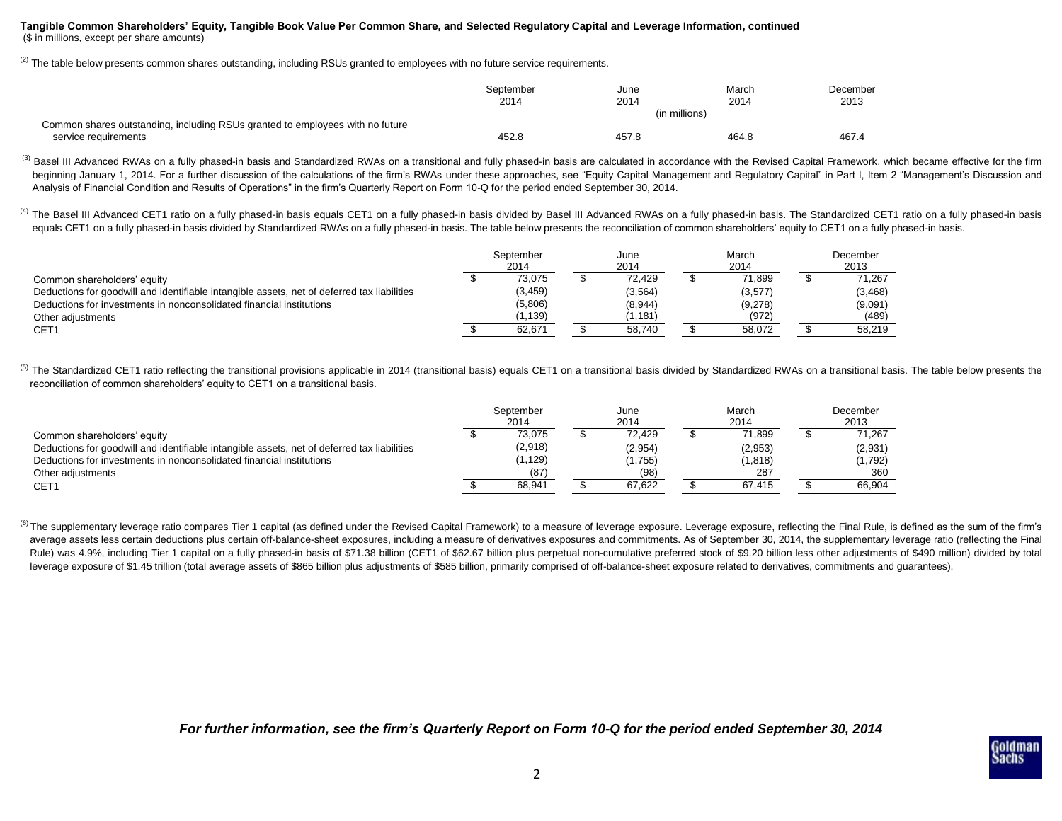**Tangible Common Shareholders' Equity, Tangible Book Value Per Common Share, and Selected Regulatory Capital and Leverage Information, continued**
($ in millions, except per share amounts)

(2) The table below presents common shares outstanding, including RSUs granted to employees with no future service requirements.

| | September 2014 | June 2014 | March 2014 | December 2013 |
|---|---|---|---|---|
| | | (in millions) | | |
| Common shares outstanding, including RSUs granted to employees with no future service requirements | 452.8 | 457.8 | 464.8 | 467.4 |

(3) Basel III Advanced RWAs on a fully phased-in basis and Standardized RWAs on a transitional and fully phased-in basis are calculated in accordance with the Revised Capital Framework, which became effective for the firm beginning January 1, 2014. For a further discussion of the calculations of the firm's RWAs under these approaches, see "Equity Capital Management and Regulatory Capital" in Part I, Item 2 "Management's Discussion and Analysis of Financial Condition and Results of Operations" in the firm's Quarterly Report on Form 10-Q for the period ended September 30, 2014.

(4) The Basel III Advanced CET1 ratio on a fully phased-in basis equals CET1 on a fully phased-in basis divided by Basel III Advanced RWAs on a fully phased-in basis. The Standardized CET1 ratio on a fully phased-in basis equals CET1 on a fully phased-in basis divided by Standardized RWAs on a fully phased-in basis. The table below presents the reconciliation of common shareholders' equity to CET1 on a fully phased-in basis.

| | September 2014 | June 2014 | March 2014 | December 2013 |
|---|---|---|---|---|
| Common shareholders' equity | $ 73,075 | $ 72,429 | $ 71,899 | $ 71,267 |
| Deductions for goodwill and identifiable intangible assets, net of deferred tax liabilities | (3,459) | (3,564) | (3,577) | (3,468) |
| Deductions for investments in nonconsolidated financial institutions | (5,806) | (8,944) | (9,278) | (9,091) |
| Other adjustments | (1,139) | (1,181) | (972) | (489) |
| CET1 | $ 62,671 | $ 58,740 | $ 58,072 | $ 58,219 |

(5) The Standardized CET1 ratio reflecting the transitional provisions applicable in 2014 (transitional basis) equals CET1 on a transitional basis divided by Standardized RWAs on a transitional basis. The table below presents the reconciliation of common shareholders' equity to CET1 on a transitional basis.

| | September 2014 | June 2014 | March 2014 | December 2013 |
|---|---|---|---|---|
| Common shareholders' equity | $ 73,075 | $ 72,429 | $ 71,899 | $ 71,267 |
| Deductions for goodwill and identifiable intangible assets, net of deferred tax liabilities | (2,918) | (2,954) | (2,953) | (2,931) |
| Deductions for investments in nonconsolidated financial institutions | (1,129) | (1,755) | (1,818) | (1,792) |
| Other adjustments | (87) | (98) | 287 | 360 |
| CET1 | $ 68,941 | $ 67,622 | $ 67,415 | $ 66,904 |

(6) The supplementary leverage ratio compares Tier 1 capital (as defined under the Revised Capital Framework) to a measure of leverage exposure. Leverage exposure, reflecting the Final Rule, is defined as the sum of the firm's average assets less certain deductions plus certain off-balance-sheet exposures, including a measure of derivatives exposures and commitments. As of September 30, 2014, the supplementary leverage ratio (reflecting the Final Rule) was 4.9%, including Tier 1 capital on a fully phased-in basis of $71.38 billion (CET1 of $62.67 billion plus perpetual non-cumulative preferred stock of $9.20 billion less other adjustments of $490 million) divided by total leverage exposure of $1.45 trillion (total average assets of $865 billion plus adjustments of $585 billion, primarily comprised of off-balance-sheet exposure related to derivatives, commitments and guarantees).

***For further information, see the firm's Quarterly Report on Form 10-Q for the period ended September 30, 2014***